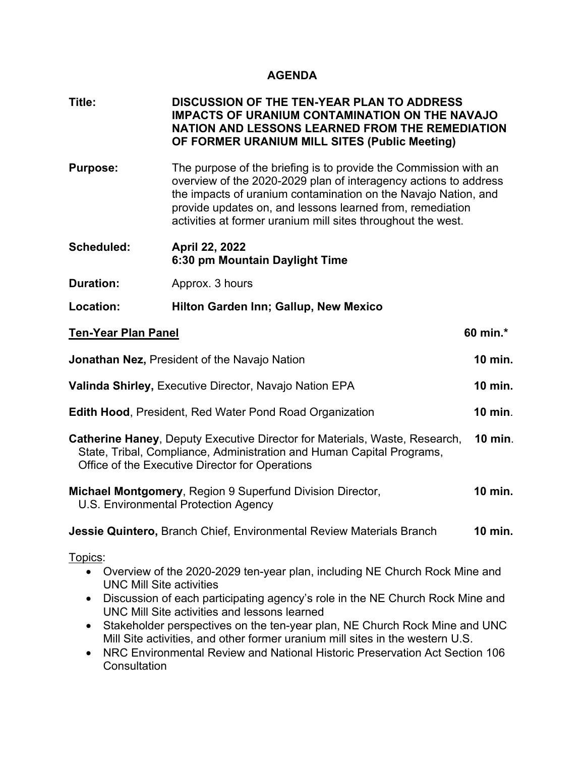# AGENDA

**Title:** **DISCUSSION OF THE TEN-YEAR PLAN TO ADDRESS IMPACTS OF URANIUM CONTAMINATION ON THE NAVAJO NATION AND LESSONS LEARNED FROM THE REMEDIATION OF FORMER URANIUM MILL SITES (Public Meeting)**

**Purpose:** The purpose of the briefing is to provide the Commission with an overview of the 2020-2029 plan of interagency actions to address the impacts of uranium contamination on the Navajo Nation, and provide updates on, and lessons learned from, remediation activities at former uranium mill sites throughout the west.

**Scheduled:** **April 22, 2022**
**6:30 pm Mountain Daylight Time**

**Duration:** Approx. 3 hours

**Location:** **Hilton Garden Inn; Gallup, New Mexico**

**<u>Ten-Year Plan Panel</u>** **60 min.***

**Jonathan Nez,** President of the Navajo Nation **10 min.**

**Valinda Shirley,** Executive Director, Navajo Nation EPA **10 min.**

**Edith Hood**, President, Red Water Pond Road Organization **10 min**.

**Catherine Haney**, Deputy Executive Director for Materials, Waste, Research, State, Tribal, Compliance, Administration and Human Capital Programs, Office of the Executive Director for Operations **10 min**.

**Michael Montgomery**, Region 9 Superfund Division Director, U.S. Environmental Protection Agency **10 min.**

**Jessie Quintero,** Branch Chief, Environmental Review Materials Branch **10 min.**

<u>Topics</u>:

- Overview of the 2020-2029 ten-year plan, including NE Church Rock Mine and UNC Mill Site activities
- Discussion of each participating agency's role in the NE Church Rock Mine and UNC Mill Site activities and lessons learned
- Stakeholder perspectives on the ten-year plan, NE Church Rock Mine and UNC Mill Site activities, and other former uranium mill sites in the western U.S.
- NRC Environmental Review and National Historic Preservation Act Section 106 Consultation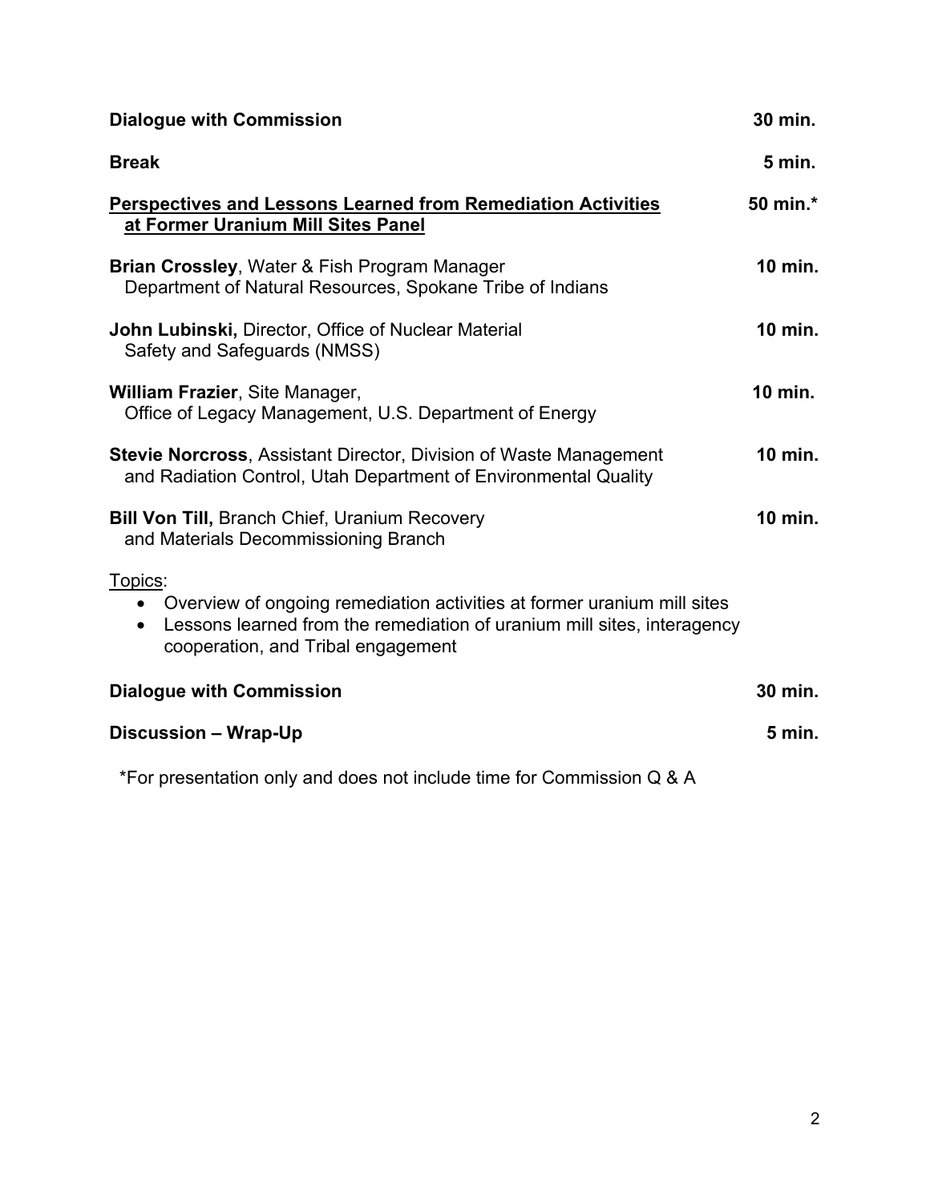**Dialogue with Commission** **30 min.**

**Break** **5 min.**

**<u>Perspectives and Lessons Learned from Remediation Activities at Former Uranium Mill Sites Panel</u>** **50 min.***

**Brian Crossley**, Water & Fish Program Manager
Department of Natural Resources, Spokane Tribe of Indians **10 min.**

**John Lubinski,** Director, Office of Nuclear Material
Safety and Safeguards (NMSS) **10 min.**

**William Frazier**, Site Manager,
Office of Legacy Management, U.S. Department of Energy **10 min.**

**Stevie Norcross**, Assistant Director, Division of Waste Management
and Radiation Control, Utah Department of Environmental Quality **10 min.**

**Bill Von Till,** Branch Chief, Uranium Recovery
and Materials Decommissioning Branch **10 min.**

<u>Topics</u>:

- Overview of ongoing remediation activities at former uranium mill sites
- Lessons learned from the remediation of uranium mill sites, interagency cooperation, and Tribal engagement

**Dialogue with Commission** **30 min.**

**Discussion – Wrap-Up** **5 min.**

*For presentation only and does not include time for Commission Q & A